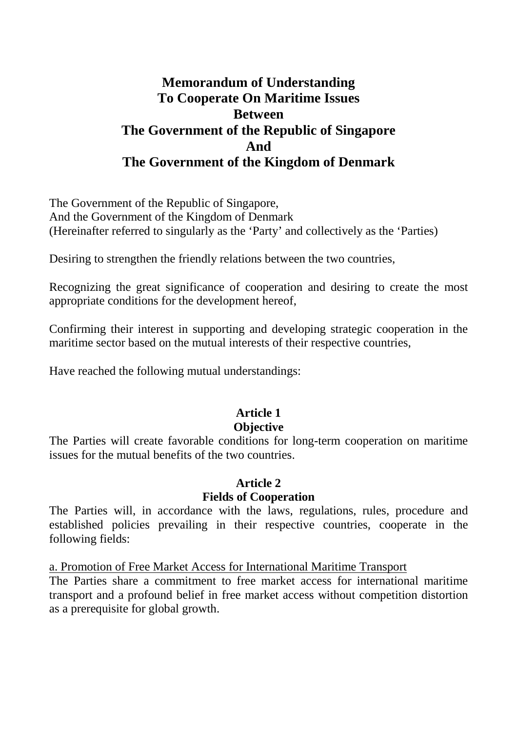# Memorandum of Understanding
# To Cooperate On Maritime Issues
# Between
# The Government of the Republic of Singapore
# And
# The Government of the Kingdom of Denmark

The Government of the Republic of Singapore,
And the Government of the Kingdom of Denmark
(Hereinafter referred to singularly as the 'Party' and collectively as the 'Parties)

Desiring to strengthen the friendly relations between the two countries,

Recognizing the great significance of cooperation and desiring to create the most appropriate conditions for the development hereof,

Confirming their interest in supporting and developing strategic cooperation in the maritime sector based on the mutual interests of their respective countries,

Have reached the following mutual understandings:

## Article 1
## Objective

The Parties will create favorable conditions for long-term cooperation on maritime issues for the mutual benefits of the two countries.

## Article 2
## Fields of Cooperation

The Parties will, in accordance with the laws, regulations, rules, procedure and established policies prevailing in their respective countries, cooperate in the following fields:

<u>a. Promotion of Free Market Access for International Maritime Transport</u>

The Parties share a commitment to free market access for international maritime transport and a profound belief in free market access without competition distortion as a prerequisite for global growth.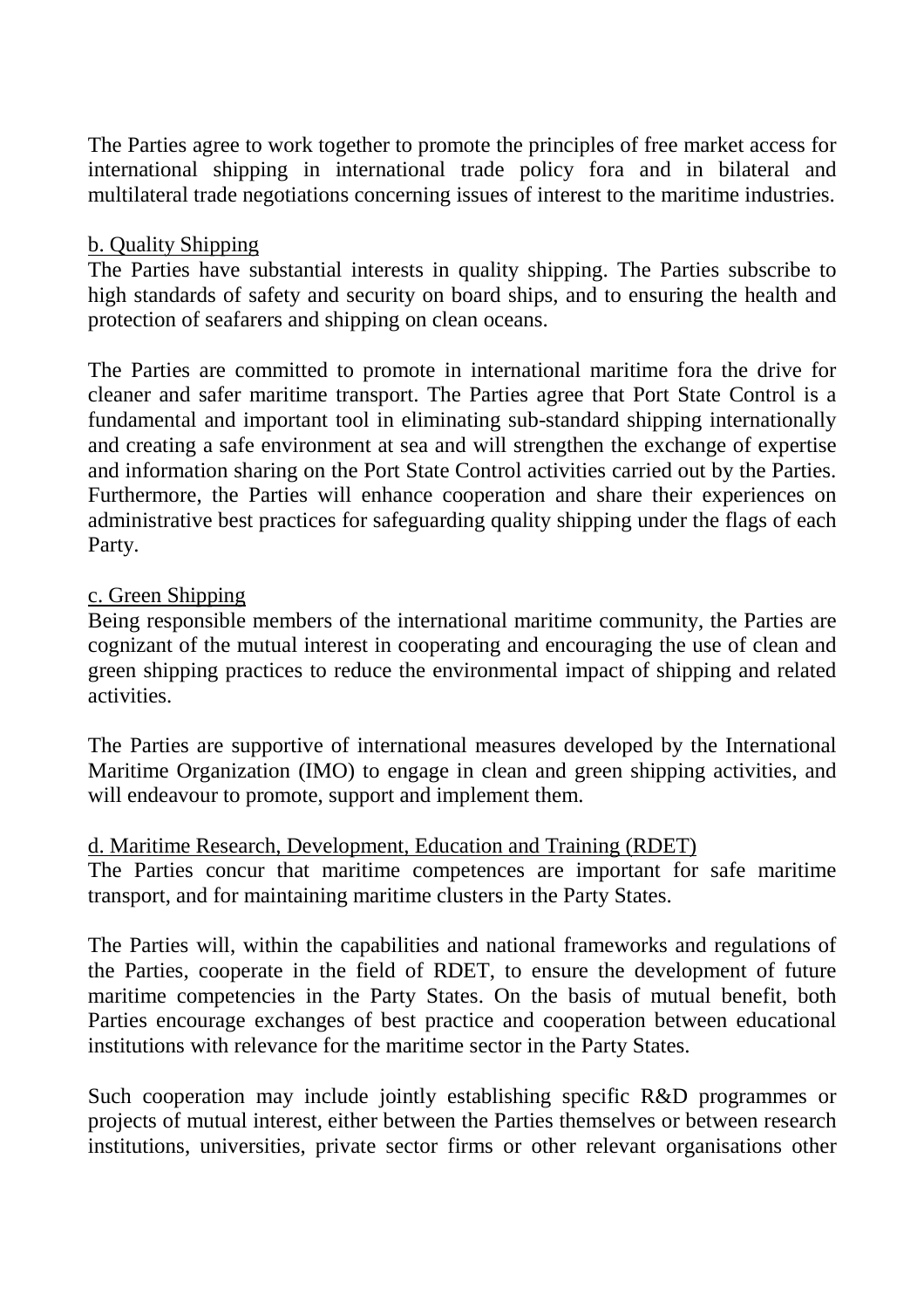The Parties agree to work together to promote the principles of free market access for international shipping in international trade policy fora and in bilateral and multilateral trade negotiations concerning issues of interest to the maritime industries.

b. Quality Shipping

The Parties have substantial interests in quality shipping. The Parties subscribe to high standards of safety and security on board ships, and to ensuring the health and protection of seafarers and shipping on clean oceans.

The Parties are committed to promote in international maritime fora the drive for cleaner and safer maritime transport. The Parties agree that Port State Control is a fundamental and important tool in eliminating sub-standard shipping internationally and creating a safe environment at sea and will strengthen the exchange of expertise and information sharing on the Port State Control activities carried out by the Parties. Furthermore, the Parties will enhance cooperation and share their experiences on administrative best practices for safeguarding quality shipping under the flags of each Party.

c. Green Shipping

Being responsible members of the international maritime community, the Parties are cognizant of the mutual interest in cooperating and encouraging the use of clean and green shipping practices to reduce the environmental impact of shipping and related activities.

The Parties are supportive of international measures developed by the International Maritime Organization (IMO) to engage in clean and green shipping activities, and will endeavour to promote, support and implement them.

d. Maritime Research, Development, Education and Training (RDET)

The Parties concur that maritime competences are important for safe maritime transport, and for maintaining maritime clusters in the Party States.

The Parties will, within the capabilities and national frameworks and regulations of the Parties, cooperate in the field of RDET, to ensure the development of future maritime competencies in the Party States. On the basis of mutual benefit, both Parties encourage exchanges of best practice and cooperation between educational institutions with relevance for the maritime sector in the Party States.

Such cooperation may include jointly establishing specific R&D programmes or projects of mutual interest, either between the Parties themselves or between research institutions, universities, private sector firms or other relevant organisations other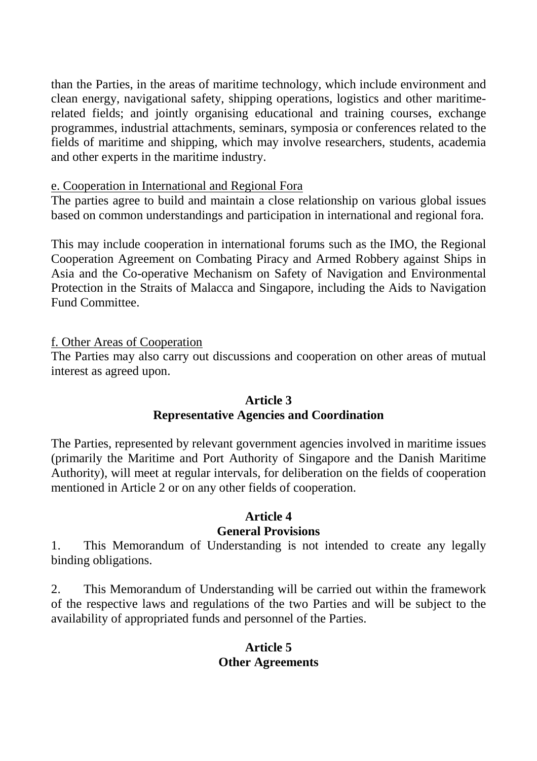than the Parties, in the areas of maritime technology, which include environment and clean energy, navigational safety, shipping operations, logistics and other maritime-related fields; and jointly organising educational and training courses, exchange programmes, industrial attachments, seminars, symposia or conferences related to the fields of maritime and shipping, which may involve researchers, students, academia and other experts in the maritime industry.

e. Cooperation in International and Regional Fora

The parties agree to build and maintain a close relationship on various global issues based on common understandings and participation in international and regional fora.

This may include cooperation in international forums such as the IMO, the Regional Cooperation Agreement on Combating Piracy and Armed Robbery against Ships in Asia and the Co-operative Mechanism on Safety of Navigation and Environmental Protection in the Straits of Malacca and Singapore, including the Aids to Navigation Fund Committee.

f. Other Areas of Cooperation

The Parties may also carry out discussions and cooperation on other areas of mutual interest as agreed upon.

**Article 3**
**Representative Agencies and Coordination**

The Parties, represented by relevant government agencies involved in maritime issues (primarily the Maritime and Port Authority of Singapore and the Danish Maritime Authority), will meet at regular intervals, for deliberation on the fields of cooperation mentioned in Article 2 or on any other fields of cooperation.

**Article 4**
**General Provisions**

1. This Memorandum of Understanding is not intended to create any legally binding obligations.

2. This Memorandum of Understanding will be carried out within the framework of the respective laws and regulations of the two Parties and will be subject to the availability of appropriated funds and personnel of the Parties.

**Article 5**
**Other Agreements**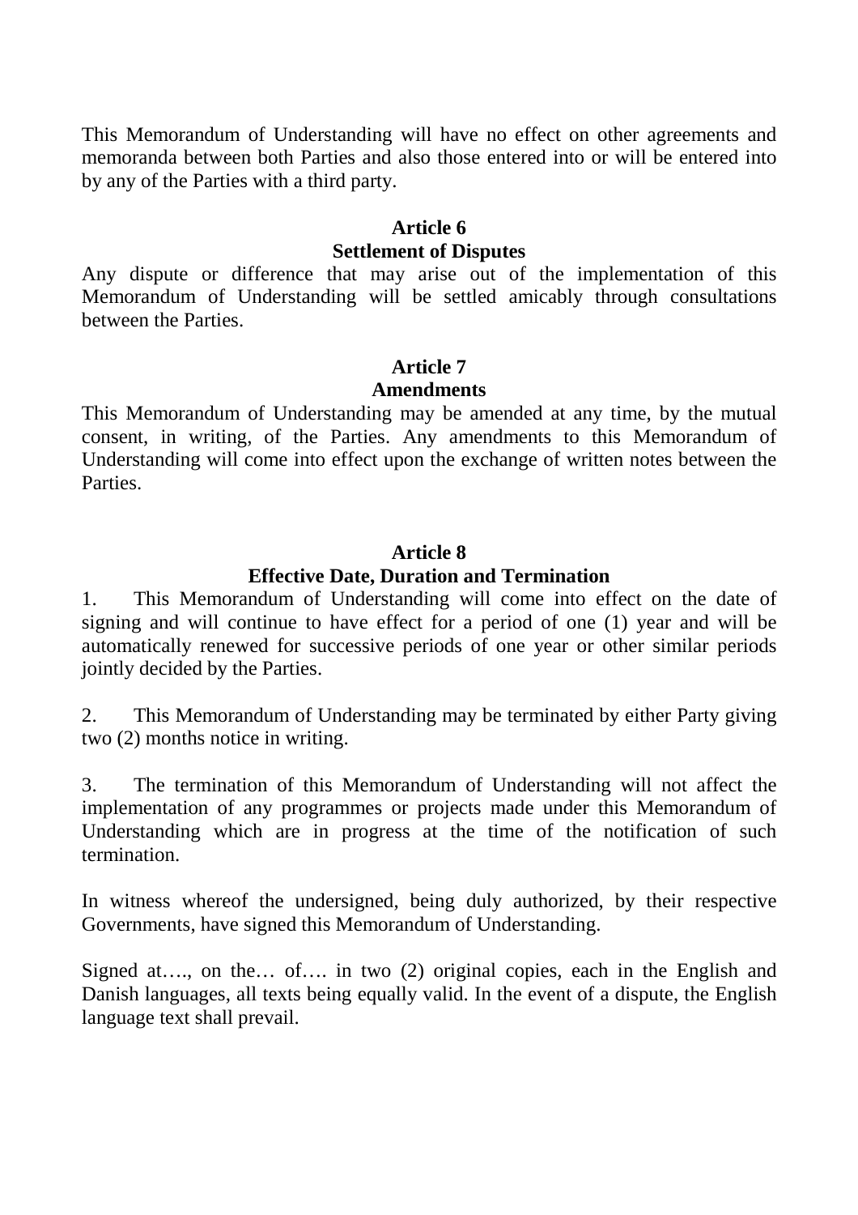This Memorandum of Understanding will have no effect on other agreements and memoranda between both Parties and also those entered into or will be entered into by any of the Parties with a third party.

**Article 6**
**Settlement of Disputes**

Any dispute or difference that may arise out of the implementation of this Memorandum of Understanding will be settled amicably through consultations between the Parties.

**Article 7**
**Amendments**

This Memorandum of Understanding may be amended at any time, by the mutual consent, in writing, of the Parties. Any amendments to this Memorandum of Understanding will come into effect upon the exchange of written notes between the Parties.

**Article 8**
**Effective Date, Duration and Termination**

1. This Memorandum of Understanding will come into effect on the date of signing and will continue to have effect for a period of one (1) year and will be automatically renewed for successive periods of one year or other similar periods jointly decided by the Parties.

2. This Memorandum of Understanding may be terminated by either Party giving two (2) months notice in writing.

3. The termination of this Memorandum of Understanding will not affect the implementation of any programmes or projects made under this Memorandum of Understanding which are in progress at the time of the notification of such termination.

In witness whereof the undersigned, being duly authorized, by their respective Governments, have signed this Memorandum of Understanding.

Signed at…., on the… of…. in two (2) original copies, each in the English and Danish languages, all texts being equally valid. In the event of a dispute, the English language text shall prevail.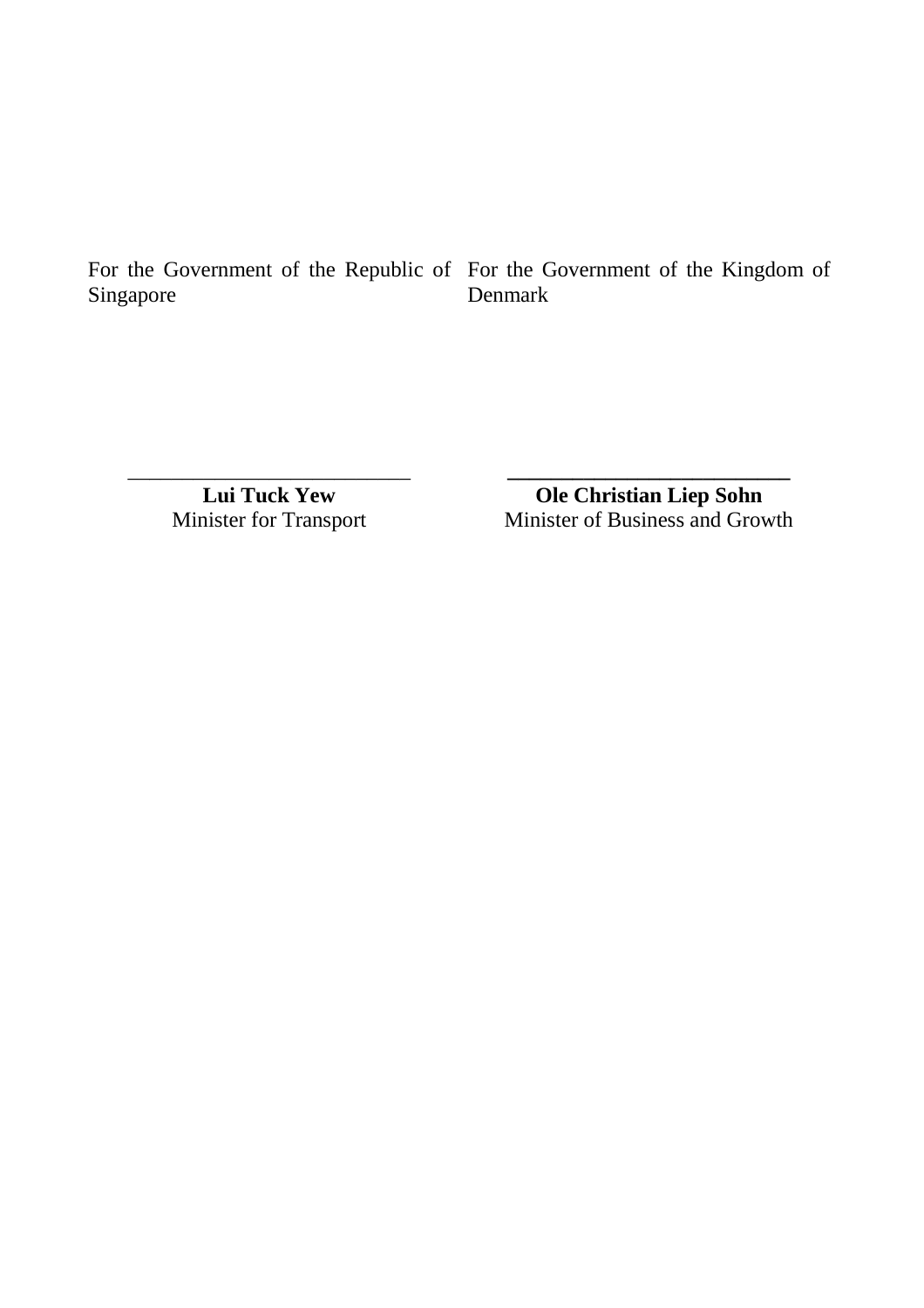| | |
|---|---|
| For the Government of the Republic of Singapore | For the Government of the Kingdom of Denmark |
| ______________________________ | ______________________________ |
| **Lui Tuck Yew** | **Ole Christian Liep Sohn** |
| Minister for Transport | Minister of Business and Growth |